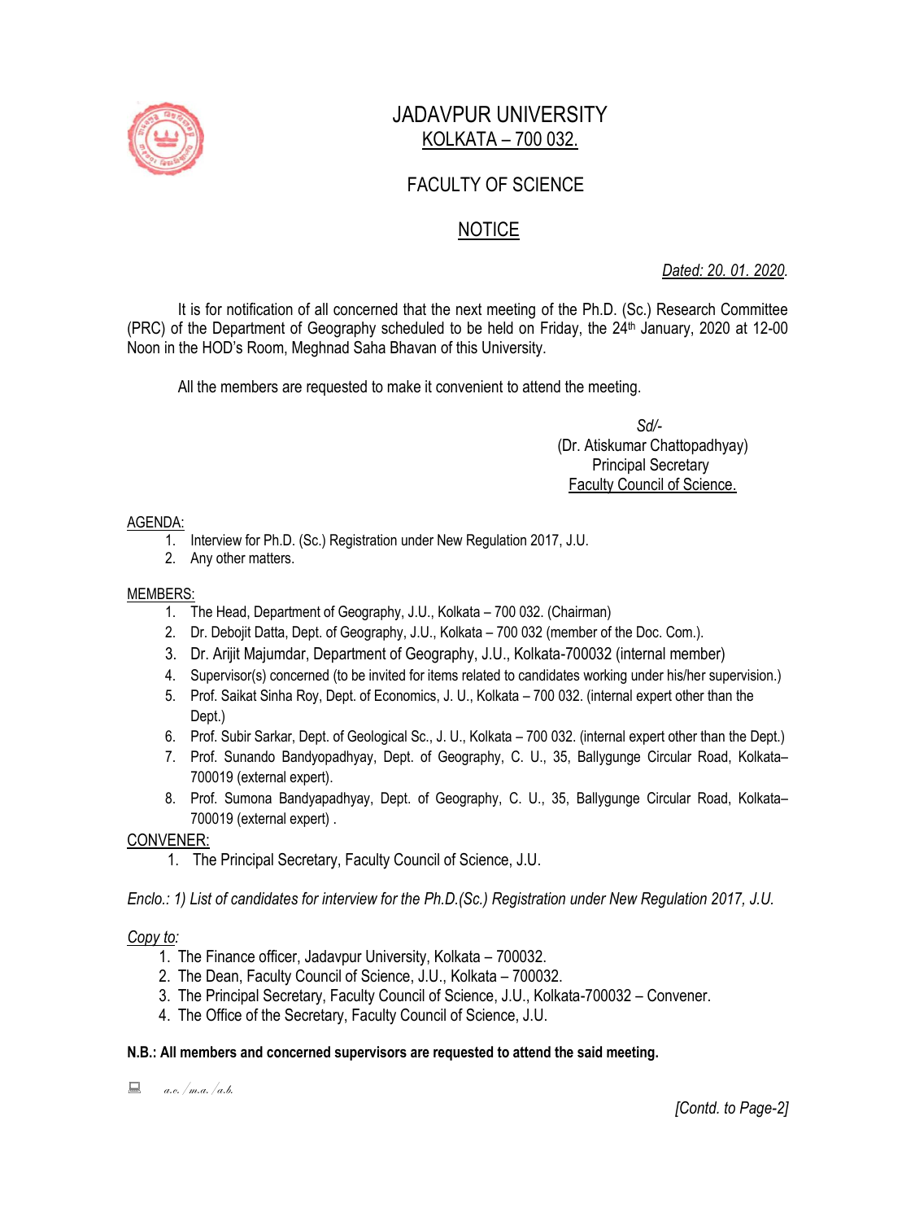# JADAVPUR UNIVERSITY

## KOLKATA – 700 032.

## FACULTY OF SCIENCE

## NOTICE

*Dated: 20. 01. 2020.*

It is for notification of all concerned that the next meeting of the Ph.D. (Sc.) Research Committee (PRC) of the Department of Geography scheduled to be held on Friday, the 24th January, 2020 at 12-00 Noon in the HOD's Room, Meghnad Saha Bhavan of this University.

All the members are requested to make it convenient to attend the meeting.

*Sd/-*
(Dr. Atiskumar Chattopadhyay)
Principal Secretary
Faculty Council of Science.

AGENDA:

1. Interview for Ph.D. (Sc.) Registration under New Regulation 2017, J.U.
2. Any other matters.

MEMBERS:

1. The Head, Department of Geography, J.U., Kolkata – 700 032. (Chairman)
2. Dr. Debojit Datta, Dept. of Geography, J.U., Kolkata – 700 032 (member of the Doc. Com.).
3. Dr. Arijit Majumdar, Department of Geography, J.U., Kolkata-700032 (internal member)
4. Supervisor(s) concerned (to be invited for items related to candidates working under his/her supervision.)
5. Prof. Saikat Sinha Roy, Dept. of Economics, J. U., Kolkata – 700 032. (internal expert other than the Dept.)
6. Prof. Subir Sarkar, Dept. of Geological Sc., J. U., Kolkata – 700 032. (internal expert other than the Dept.)
7. Prof. Sunando Bandyopadhyay, Dept. of Geography, C. U., 35, Ballygunge Circular Road, Kolkata–700019 (external expert).
8. Prof. Sumona Bandyapadhyay, Dept. of Geography, C. U., 35, Ballygunge Circular Road, Kolkata–700019 (external expert) .

CONVENER:

1. The Principal Secretary, Faculty Council of Science, J.U.

*Enclo.: 1) List of candidates for interview for the Ph.D.(Sc.) Registration under New Regulation 2017, J.U.*

*Copy to:*

1. The Finance officer, Jadavpur University, Kolkata – 700032.
2. The Dean, Faculty Council of Science, J.U., Kolkata – 700032.
3. The Principal Secretary, Faculty Council of Science, J.U., Kolkata-700032 – Convener.
4. The Office of the Secretary, Faculty Council of Science, J.U.

**N.B.: All members and concerned supervisors are requested to attend the said meeting.**

*a.c./m.a./a.b.*

*[Contd. to Page-2]*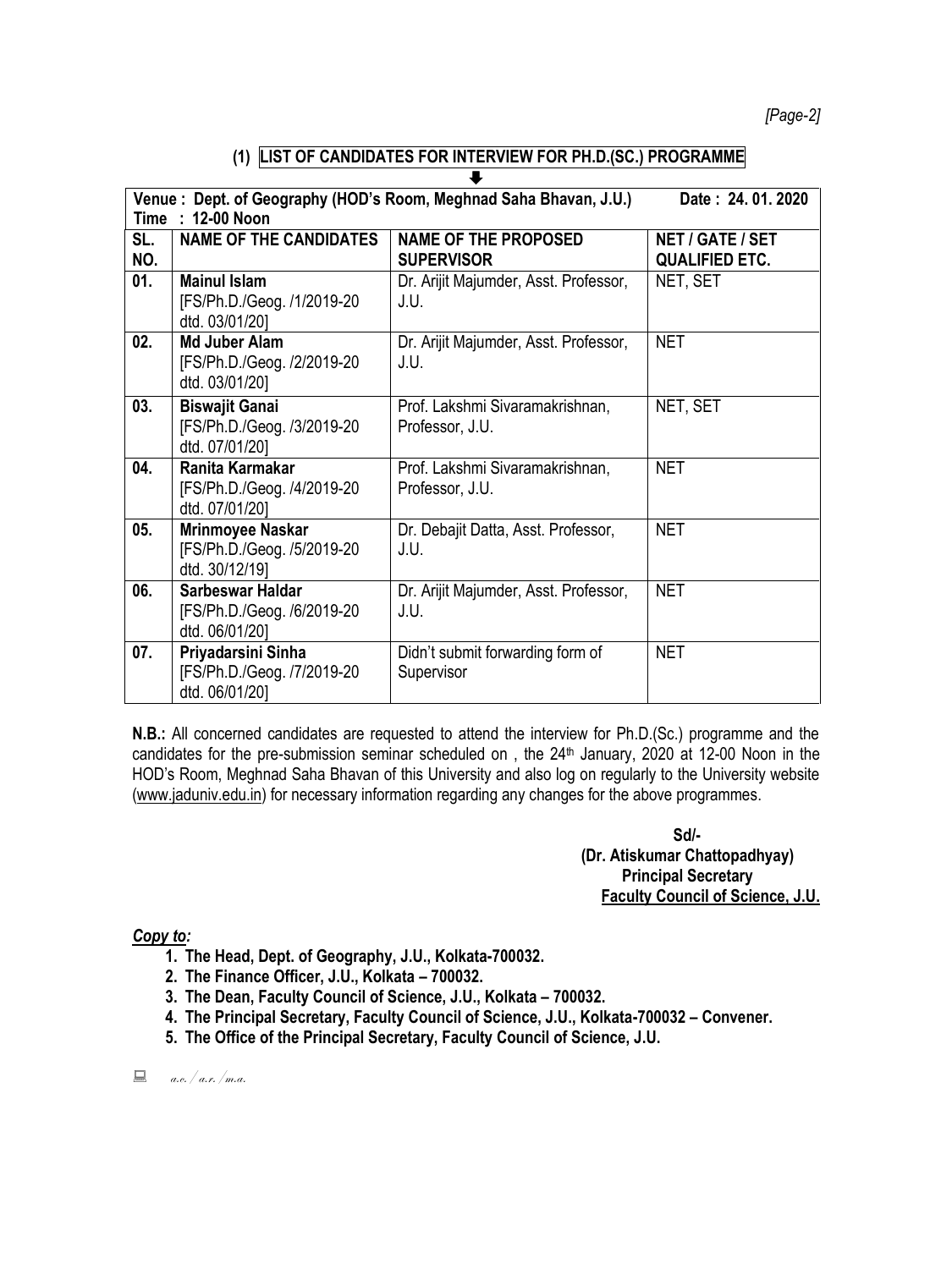## (1) LIST OF CANDIDATES FOR INTERVIEW FOR PH.D.(SC.) PROGRAMME

**Venue : Dept. of Geography (HOD's Room, Meghnad Saha Bhavan, J.U.)** **Date : 24. 01. 2020**
**Time : 12-00 Noon**

| SL. NO. | NAME OF THE CANDIDATES | NAME OF THE PROPOSED SUPERVISOR | NET / GATE / SET QUALIFIED ETC. |
|---|---|---|---|
| 01. | **Mainul Islam** [FS/Ph.D./Geog. /1/2019-20 dtd. 03/01/20] | Dr. Arijit Majumder, Asst. Professor, J.U. | NET, SET |
| 02. | **Md Juber Alam** [FS/Ph.D./Geog. /2/2019-20 dtd. 03/01/20] | Dr. Arijit Majumder, Asst. Professor, J.U. | NET |
| 03. | **Biswajit Ganai** [FS/Ph.D./Geog. /3/2019-20 dtd. 07/01/20] | Prof. Lakshmi Sivaramakrishnan, Professor, J.U. | NET, SET |
| 04. | **Ranita Karmakar** [FS/Ph.D./Geog. /4/2019-20 dtd. 07/01/20] | Prof. Lakshmi Sivaramakrishnan, Professor, J.U. | NET |
| 05. | **Mrinmoyee Naskar** [FS/Ph.D./Geog. /5/2019-20 dtd. 30/12/19] | Dr. Debajit Datta, Asst. Professor, J.U. | NET |
| 06. | **Sarbeswar Haldar** [FS/Ph.D./Geog. /6/2019-20 dtd. 06/01/20] | Dr. Arijit Majumder, Asst. Professor, J.U. | NET |
| 07. | **Priyadarsini Sinha** [FS/Ph.D./Geog. /7/2019-20 dtd. 06/01/20] | Didn't submit forwarding form of Supervisor | NET |

**N.B.:** All concerned candidates are requested to attend the interview for Ph.D.(Sc.) programme and the candidates for the pre-submission seminar scheduled on , the 24th January, 2020 at 12-00 Noon in the HOD's Room, Meghnad Saha Bhavan of this University and also log on regularly to the University website (www.jaduniv.edu.in) for necessary information regarding any changes for the above programmes.

**Sd/-**
**(Dr. Atiskumar Chattopadhyay)**
**Principal Secretary**
**Faculty Council of Science, J.U.**

***Copy to:***

1. **The Head, Dept. of Geography, J.U., Kolkata-700032.**
2. **The Finance Officer, J.U., Kolkata – 700032.**
3. **The Dean, Faculty Council of Science, J.U., Kolkata – 700032.**
4. **The Principal Secretary, Faculty Council of Science, J.U., Kolkata-700032 – Convener.**
5. **The Office of the Principal Secretary, Faculty Council of Science, J.U.**

*a.c./a.r./m.a.*